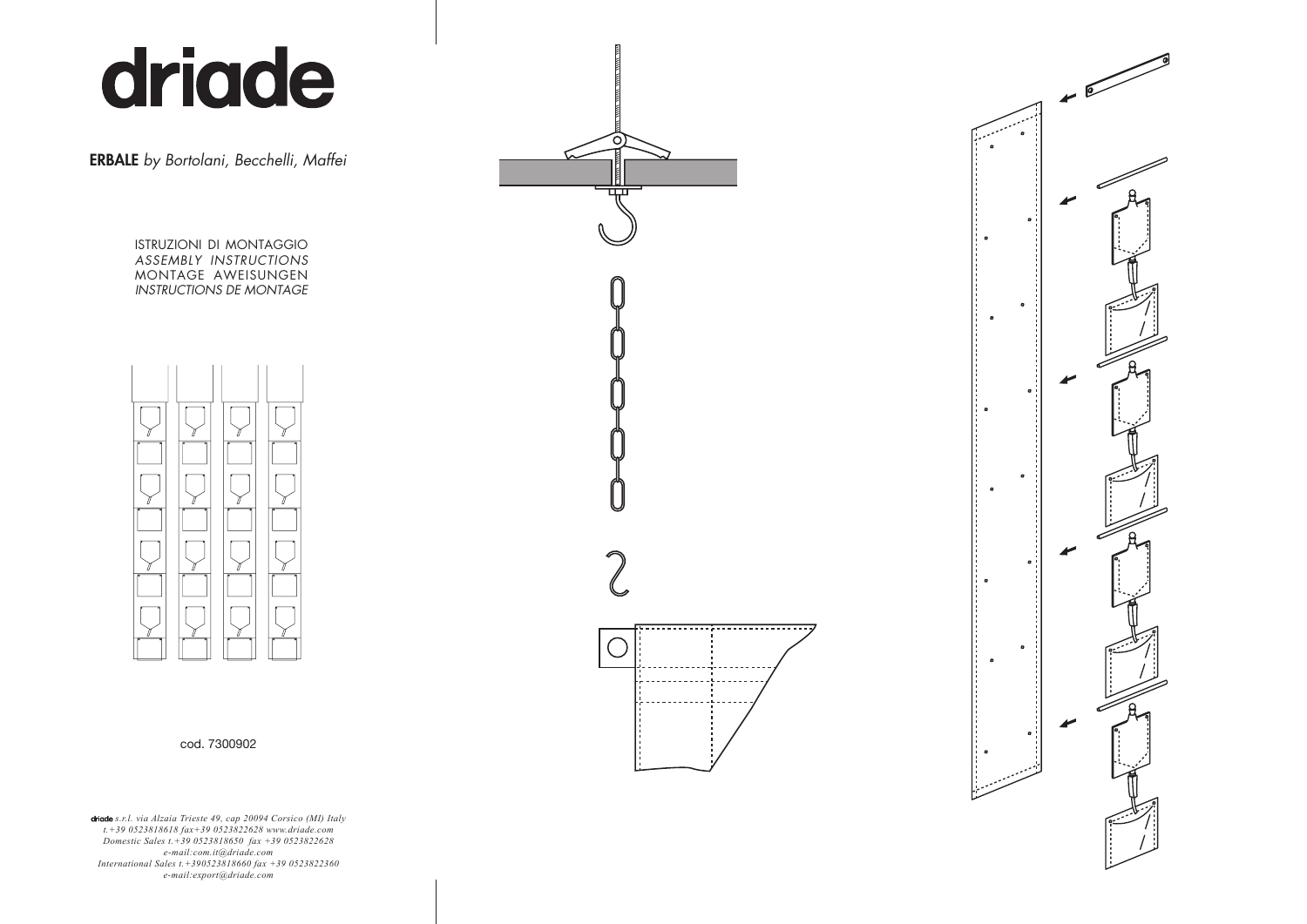# driade

**ERBALE** *by Bortolani, Becchelli, Maffei*

ISTRUZIONI DI MONTAGGIO
*ASSEMBLY INSTRUCTIONS*
MONTAGE AWEISUNGEN
*INSTRUCTIONS DE MONTAGE*

cod. 7300902

*driade s.r.l. via Alzaia Trieste 49, cap 20094 Corsico (MI) Italy*
*t.+39 0523818618 fax+39 0523822628 www.driade.com*
*Domestic Sales t.+39 0523818650 fax +39 0523822628*
*e-mail:com.it@driade.com*
*International Sales t.+390523818660 fax +39 0523822360*
*e-mail:export@driade.com*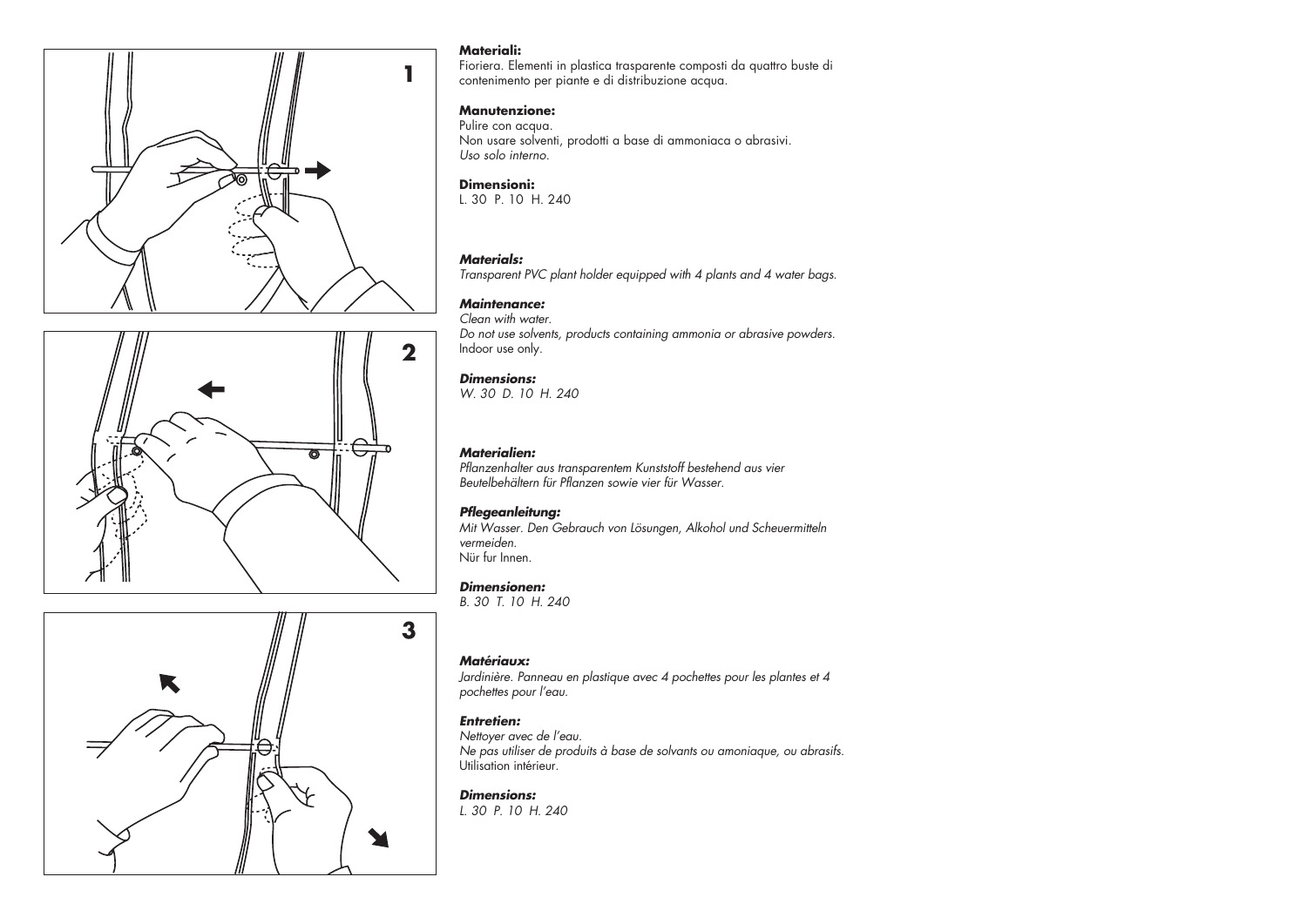1

2

3

**Materiali:**
Fioriera. Elementi in plastica trasparente composti da quattro buste di contenimento per piante e di distribuzione acqua.

**Manutenzione:**
Pulire con acqua.
Non usare solventi, prodotti a base di ammoniaca o abrasivi.
*Uso solo interno.*

**Dimensioni:**
L. 30 P. 10 H. 240

***Materials:***
*Transparent PVC plant holder equipped with 4 plants and 4 water bags.*

***Maintenance:***
*Clean with water.*
*Do not use solvents, products containing ammonia or abrasive powders.*
Indoor use only.

***Dimensions:***
*W. 30 D. 10 H. 240*

***Materialien:***
*Pflanzenhalter aus transparentem Kunststoff bestehend aus vier Beutelbehältern für Pflanzen sowie vier für Wasser.*

***Pflegeanleitung:***
*Mit Wasser. Den Gebrauch von Lösungen, Alkohol und Scheuermitteln vermeiden.*
Nür fur Innen.

***Dimensionen:***
*B. 30 T. 10 H. 240*

***Matériaux:***
*Jardinière. Panneau en plastique avec 4 pochettes pour les plantes et 4 pochettes pour l'eau.*

***Entretien:***
*Nettoyer avec de l'eau.*
*Ne pas utiliser de produits à base de solvants ou amoniaque, ou abrasifs.*
Utilisation intérieur.

***Dimensions:***
*L. 30 P. 10 H. 240*